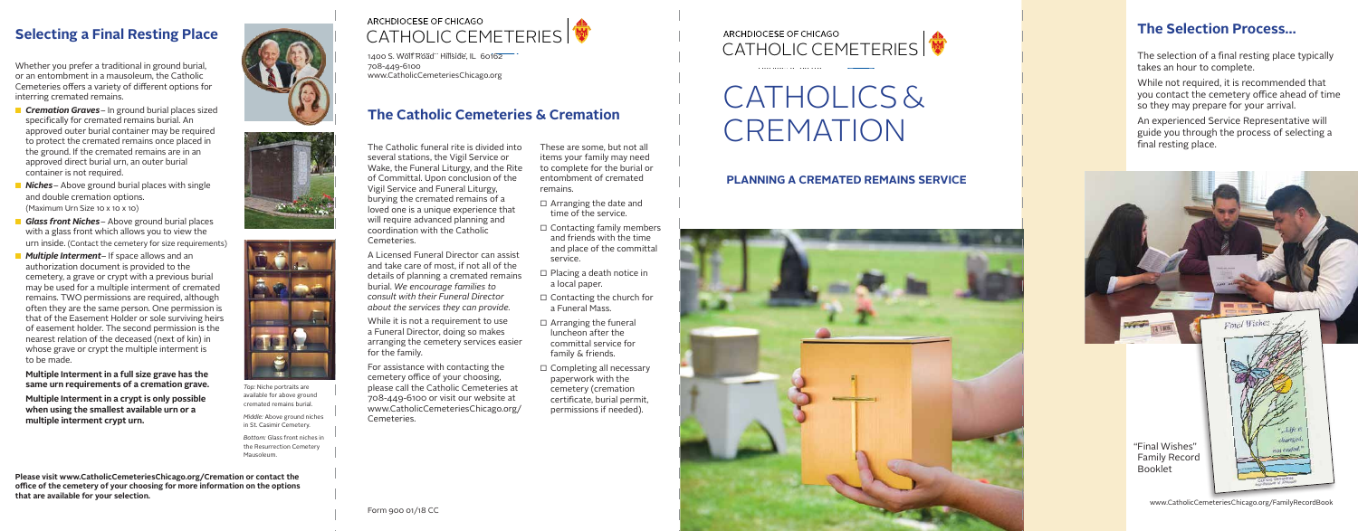## Selecting a Final Resting Place

Whether you prefer a traditional in ground burial, or an entombment in a mausoleum, the Catholic Cemeteries offers a variety of different options for interring cremated remains.

- ***Cremation Graves*** – In ground burial places sized specifically for cremated remains burial. An approved outer burial container may be required to protect the cremated remains once placed in the ground. If the cremated remains are in an approved direct burial urn, an outer burial container is not required.
- ***Niches*** – Above ground burial places with single and double cremation options. (Maximum Urn Size 10 x 10 x 10)
- ***Glass front Niches*** – Above ground burial places with a glass front which allows you to view the urn inside. (Contact the cemetery for size requirements)
- ***Multiple Interment*** – If space allows and an authorization document is provided to the cemetery, a grave or crypt with a previous burial may be used for a multiple interment of cremated remains. TWO permissions are required, although often they are the same person. One permission is that of the Easement Holder or sole surviving heirs of easement holder. The second permission is the nearest relation of the deceased (next of kin) in whose grave or crypt the multiple interment is to be made.

**Multiple Interment in a full size grave has the same urn requirements of a cremation grave.**

**Multiple Interment in a crypt is only possible when using the smallest available urn or a multiple interment crypt urn.**

*Top:* Niche portraits are available for above ground cremated remains burial.

*Middle:* Above ground niches in St. Casimir Cemetery.

*Bottom:* Glass front niches in the Resurrection Cemetery Mausoleum.

**Please visit www.CatholicCemeteriesChicago.org/Cremation or contact the office of the cemetery of your choosing for more information on the options that are available for your selection.**

ARCHDIOCESE OF CHICAGO
CATHOLIC CEMETERIES

1400 S. Wolf Road Hillside, IL 60162
708-449-6100
www.CatholicCemeteriesChicago.org

## The Catholic Cemeteries & Cremation

The Catholic funeral rite is divided into several stations, the Vigil Service or Wake, the Funeral Liturgy, and the Rite of Committal. Upon conclusion of the Vigil Service and Funeral Liturgy, burying the cremated remains of a loved one is a unique experience that will require advanced planning and coordination with the Catholic Cemeteries.

A Licensed Funeral Director can assist and take care of most, if not all of the details of planning a cremated remains burial. *We encourage families to consult with their Funeral Director about the services they can provide.*

While it is not a requirement to use a Funeral Director, doing so makes arranging the cemetery services easier for the family.

For assistance with contacting the cemetery office of your choosing, please call the Catholic Cemeteries at 708-449-6100 or visit our website at www.CatholicCemeteriesChicago.org/Cemeteries.

These are some, but not all items your family may need to complete for the burial or entombment of cremated remains.

- ☐ Arranging the date and time of the service.
- ☐ Contacting family members and friends with the time and place of the committal service.
- ☐ Placing a death notice in a local paper.
- ☐ Contacting the church for a Funeral Mass.
- ☐ Arranging the funeral luncheon after the committal service for family & friends.
- ☐ Completing all necessary paperwork with the cemetery (cremation certificate, burial permit, permissions if needed).

Form 900 01/18 CC

ARCHDIOCESE OF CHICAGO
CATHOLIC CEMETERIES

# CATHOLICS & CREMATION

### PLANNING A CREMATED REMAINS SERVICE

## The Selection Process...

The selection of a final resting place typically takes an hour to complete.

While not required, it is recommended that you contact the cemetery office ahead of time so they may prepare for your arrival.

An experienced Service Representative will guide you through the process of selecting a final resting place.

"Final Wishes" Family Record Booklet

www.CatholicCemeteriesChicago.org/FamilyRecordBook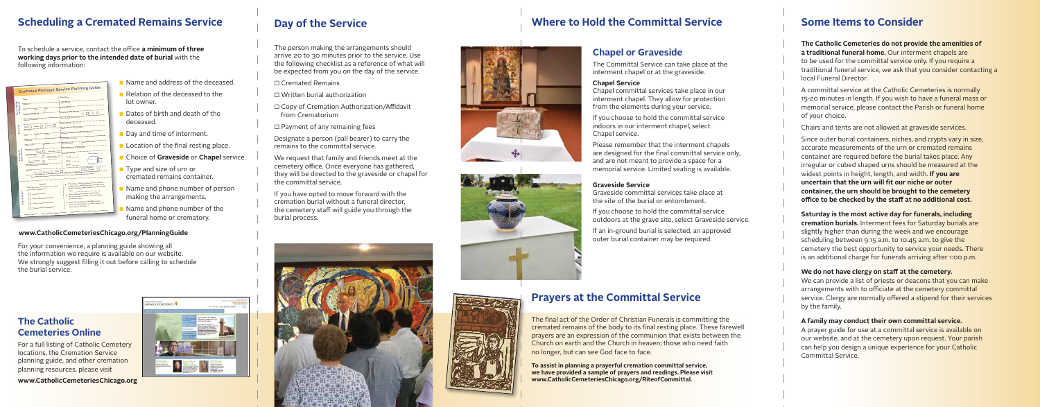## Scheduling a Cremated Remains Service

To schedule a service, contact the office **a minimum of three working days prior to the intended date of burial** with the following information:

- Name and address of the deceased.
- Relation of the deceased to the lot owner.
- Dates of birth and death of the deceased.
- Day and time of interment.
- Location of the final resting place.
- Choice of **Graveside** or **Chapel** service.
- Type and size of urn or cremated remains container.
- Name and phone number of person making the arrangements.
- Name and phone number of the funeral home or crematory.

**www.CatholicCemeteriesChicago.org/PlanningGuide**

For your convenience, a planning guide showing all the information we require is available on our website. We strongly suggest filling it out before calling to schedule the burial service.

### The Catholic Cemeteries Online

For a full listing of Catholic Cemetery locations, the Cremation Service planning guide, and other cremation planning resources, please visit

**www.CatholicCemeteriesChicago.org**

## Day of the Service

The person making the arrangements should arrive 20 to 30 minutes prior to the service. Use the following checklist as a reference of what will be expected from you on the day of the service.

- ☐ Cremated Remains
- ☐ Written burial authorization
- ☐ Copy of Cremation Authorization/Affidavit from Crematorium
- ☐ Payment of any remaining fees

Designate a person (pall bearer) to carry the remains to the committal service.

We request that family and friends meet at the cemetery office. Once everyone has gathered, they will be directed to the graveside or chapel for the committal service.

If you have opted to move forward with the cremation burial without a funeral director, the cemetery staff will guide you through the burial process.

## Where to Hold the Committal Service

### Chapel or Graveside

The Committal Service can take place at the interment chapel or at the graveside.

**Chapel Service**

Chapel committal services take place in our interment chapel. They allow for protection from the elements during your service.

If you choose to hold the committal service indoors in our interment chapel, select Chapel service.

Please remember that the interment chapels are designed for the final committal service only, and are not meant to provide a space for a memorial service. Limited seating is available.

**Graveside Service**

Graveside committal services take place at the site of the burial or entombment.

If you choose to hold the committal service outdoors at the grave site, select Graveside service.

If an in-ground burial is selected, an approved outer burial container may be required.

## Prayers at the Committal Service

The final act of the Order of Christian Funerals is committing the cremated remains of the body to its final resting place. These farewell prayers are an expression of the communion that exists between the Church on earth and the Church in heaven; those who need faith no longer, but can see God face to face.

**To assist in planning a prayerful cremation committal service, we have provided a sample of prayers and readings. Please visit www.CatholicCemeteriesChicago.org/RiteofCommittal.**

## Some Items to Consider

**The Catholic Cemeteries do not provide the amenities of a traditional funeral home.** Our interment chapels are to be used for the committal service only. If you require a traditional funeral service, we ask that you consider contacting a local Funeral Director.

A committal service at the Catholic Cemeteries is normally 15-20 minutes in length. If you wish to have a funeral mass or memorial service, please contact the Parish or funeral home of your choice.

Chairs and tents are not allowed at graveside services.

Since outer burial containers, niches, and crypts vary in size, accurate measurements of the urn or cremated remains container are required before the burial takes place. Any irregular or cubed shaped urns should be measured at the widest points in height, length, and width. **If you are uncertain that the urn will fit our niche or outer container, the urn should be brought to the cemetery office to be checked by the staff at no additional cost.**

**Saturday is the most active day for funerals, including cremation burials.** Interment fees for Saturday burials are slightly higher than during the week and we encourage scheduling between 9:15 a.m. to 10:45 a.m. to give the cemetery the best opportunity to service your needs. There is an additional charge for funerals arriving after 1:00 p.m.

**We do not have clergy on staff at the cemetery.**

We can provide a list of priests or deacons that you can make arrangements with to officiate at the cemetery committal service. Clergy are normally offered a stipend for their services by the family.

**A family may conduct their own committal service.**

A prayer guide for use at a committal service is available on our website, and at the cemetery upon request. Your parish can help you design a unique experience for your Catholic Committal Service.